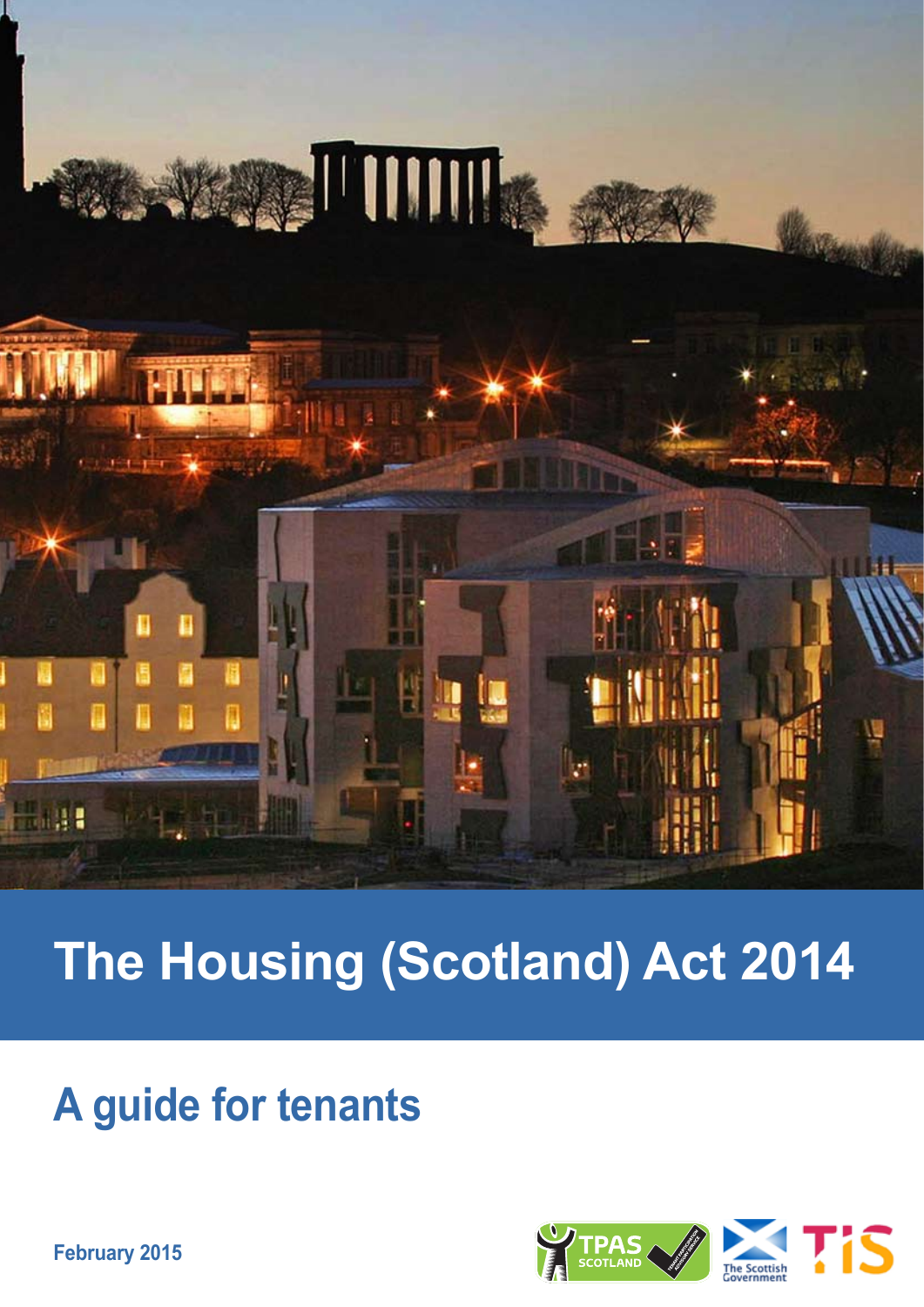# The Housing (Scotland) Act 2014

## A guide for tenants

February 2015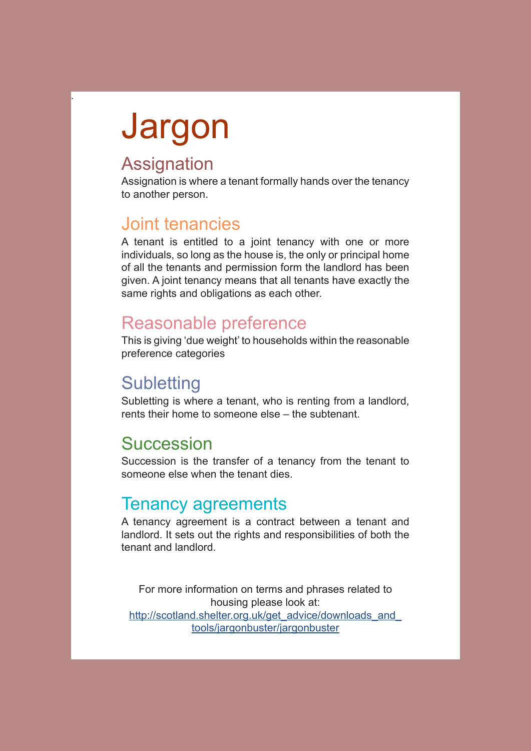# Jargon

## Assignation

Assignation is where a tenant formally hands over the tenancy to another person.

## Joint tenancies

A tenant is entitled to a joint tenancy with one or more individuals, so long as the house is, the only or principal home of all the tenants and permission form the landlord has been given. A joint tenancy means that all tenants have exactly the same rights and obligations as each other.

## Reasonable preference

This is giving 'due weight' to households within the reasonable preference categories

## Subletting

Subletting is where a tenant, who is renting from a landlord, rents their home to someone else – the subtenant.

## Succession

Succession is the transfer of a tenancy from the tenant to someone else when the tenant dies.

## Tenancy agreements

A tenancy agreement is a contract between a tenant and landlord. It sets out the rights and responsibilities of both the tenant and landlord.

For more information on terms and phrases related to housing please look at: http://scotland.shelter.org.uk/get_advice/downloads_and_tools/jargonbuster/jargonbuster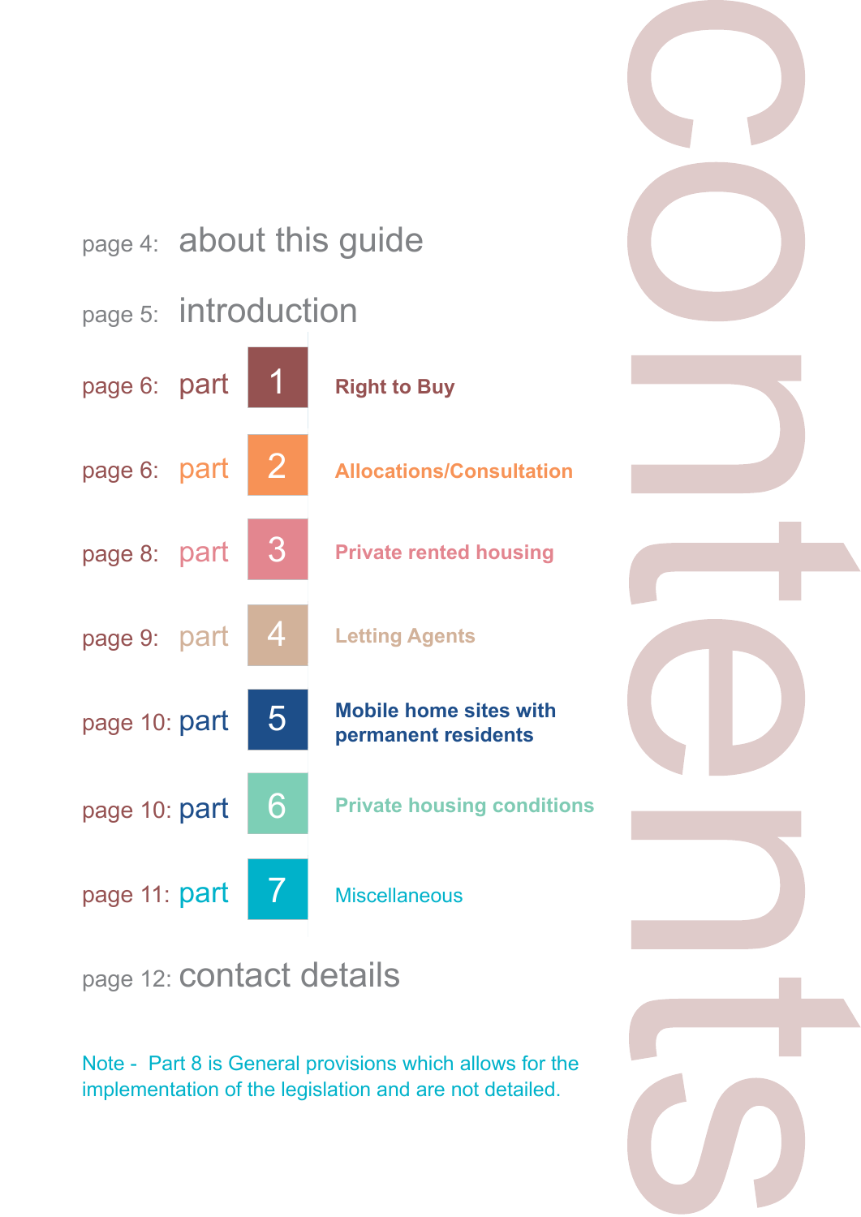# contents

page 4: about this guide

page 5: introduction

page 6: part 1 **Right to Buy**

page 6: part 2 **Allocations/Consultation**

page 8: part 3 **Private rented housing**

page 9: part 4 **Letting Agents**

page 10: part 5 **Mobile home sites with permanent residents**

page 10: part 6 **Private housing conditions**

page 11: part 7 Miscellaneous

page 12: contact details

Note - Part 8 is General provisions which allows for the implementation of the legislation and are not detailed.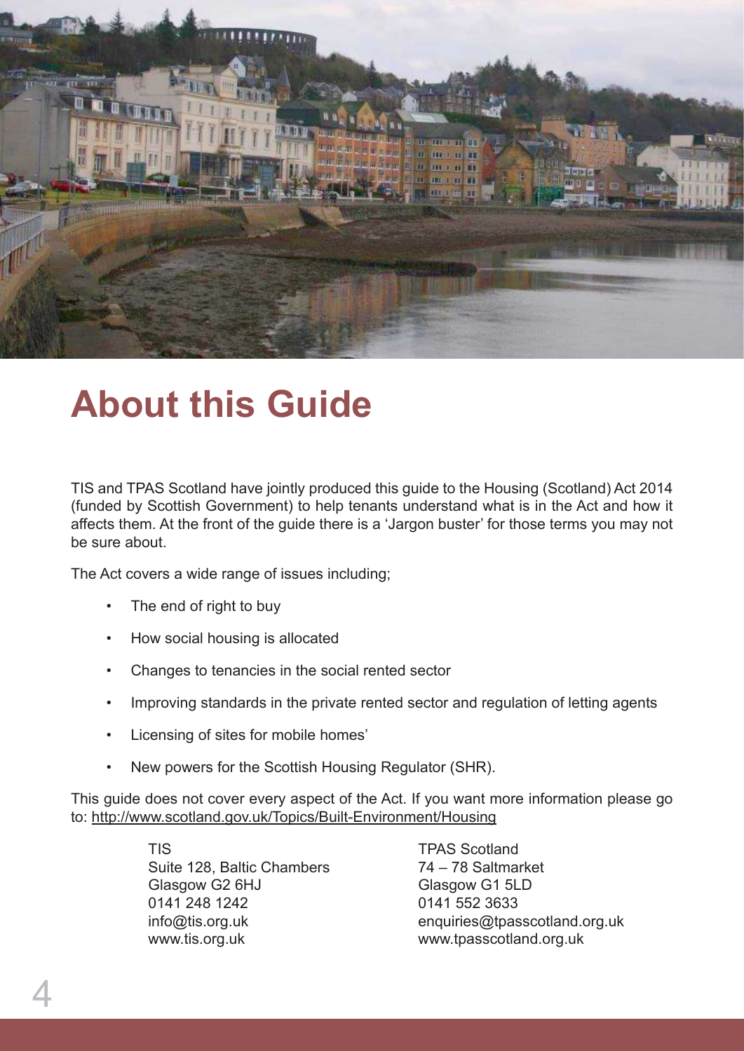# About this Guide

TIS and TPAS Scotland have jointly produced this guide to the Housing (Scotland) Act 2014 (funded by Scottish Government) to help tenants understand what is in the Act and how it affects them. At the front of the guide there is a 'Jargon buster' for those terms you may not be sure about.

The Act covers a wide range of issues including;

- The end of right to buy
- How social housing is allocated
- Changes to tenancies in the social rented sector
- Improving standards in the private rented sector and regulation of letting agents
- Licensing of sites for mobile homes'
- New powers for the Scottish Housing Regulator (SHR).

This guide does not cover every aspect of the Act. If you want more information please go to: http://www.scotland.gov.uk/Topics/Built-Environment/Housing

TIS
Suite 128, Baltic Chambers
Glasgow G2 6HJ
0141 248 1242
info@tis.org.uk
www.tis.org.uk

TPAS Scotland
74 – 78 Saltmarket
Glasgow G1 5LD
0141 552 3633
enquiries@tpasscotland.org.uk
www.tpasscotland.org.uk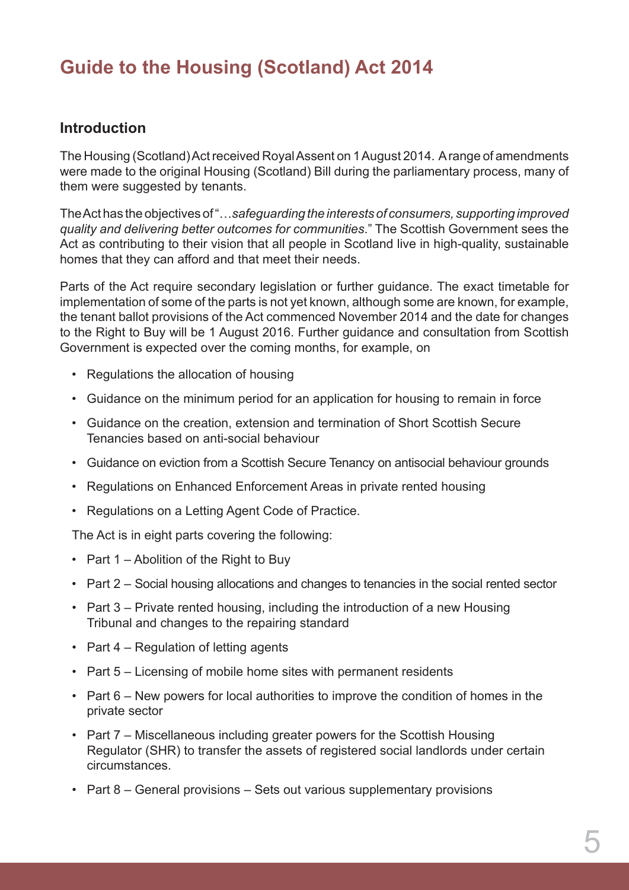# Guide to the Housing (Scotland) Act 2014

## Introduction

The Housing (Scotland) Act received Royal Assent on 1 August 2014. A range of amendments were made to the original Housing (Scotland) Bill during the parliamentary process, many of them were suggested by tenants.

The Act has the objectives of "…*safeguarding the interests of consumers, supporting improved quality and delivering better outcomes for communities*." The Scottish Government sees the Act as contributing to their vision that all people in Scotland live in high-quality, sustainable homes that they can afford and that meet their needs.

Parts of the Act require secondary legislation or further guidance. The exact timetable for implementation of some of the parts is not yet known, although some are known, for example, the tenant ballot provisions of the Act commenced November 2014 and the date for changes to the Right to Buy will be 1 August 2016. Further guidance and consultation from Scottish Government is expected over the coming months, for example, on

- Regulations the allocation of housing
- Guidance on the minimum period for an application for housing to remain in force
- Guidance on the creation, extension and termination of Short Scottish Secure Tenancies based on anti-social behaviour
- Guidance on eviction from a Scottish Secure Tenancy on antisocial behaviour grounds
- Regulations on Enhanced Enforcement Areas in private rented housing
- Regulations on a Letting Agent Code of Practice.

The Act is in eight parts covering the following:

- Part 1 – Abolition of the Right to Buy
- Part 2 – Social housing allocations and changes to tenancies in the social rented sector
- Part 3 – Private rented housing, including the introduction of a new Housing Tribunal and changes to the repairing standard
- Part 4 – Regulation of letting agents
- Part 5 – Licensing of mobile home sites with permanent residents
- Part 6 – New powers for local authorities to improve the condition of homes in the private sector
- Part 7 – Miscellaneous including greater powers for the Scottish Housing Regulator (SHR) to transfer the assets of registered social landlords under certain circumstances.
- Part 8 – General provisions – Sets out various supplementary provisions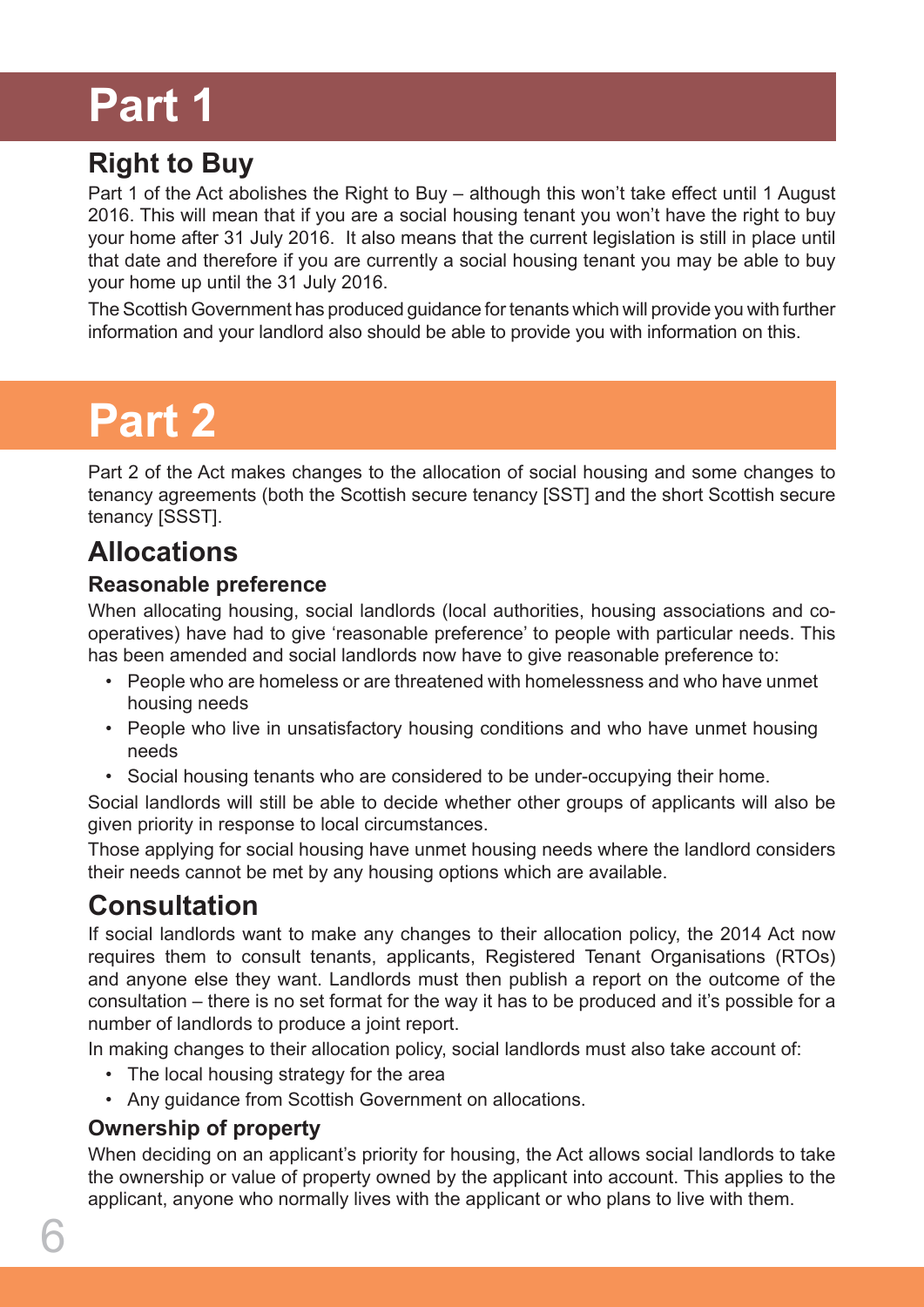# Part 1

## Right to Buy

Part 1 of the Act abolishes the Right to Buy – although this won't take effect until 1 August 2016. This will mean that if you are a social housing tenant you won't have the right to buy your home after 31 July 2016. It also means that the current legislation is still in place until that date and therefore if you are currently a social housing tenant you may be able to buy your home up until the 31 July 2016.

The Scottish Government has produced guidance for tenants which will provide you with further information and your landlord also should be able to provide you with information on this.

# Part 2

Part 2 of the Act makes changes to the allocation of social housing and some changes to tenancy agreements (both the Scottish secure tenancy [SST] and the short Scottish secure tenancy [SSST].

## Allocations

### Reasonable preference

When allocating housing, social landlords (local authorities, housing associations and co-operatives) have had to give 'reasonable preference' to people with particular needs. This has been amended and social landlords now have to give reasonable preference to:

- People who are homeless or are threatened with homelessness and who have unmet housing needs
- People who live in unsatisfactory housing conditions and who have unmet housing needs
- Social housing tenants who are considered to be under-occupying their home.

Social landlords will still be able to decide whether other groups of applicants will also be given priority in response to local circumstances.

Those applying for social housing have unmet housing needs where the landlord considers their needs cannot be met by any housing options which are available.

## Consultation

If social landlords want to make any changes to their allocation policy, the 2014 Act now requires them to consult tenants, applicants, Registered Tenant Organisations (RTOs) and anyone else they want. Landlords must then publish a report on the outcome of the consultation – there is no set format for the way it has to be produced and it's possible for a number of landlords to produce a joint report.

In making changes to their allocation policy, social landlords must also take account of:

- The local housing strategy for the area
- Any guidance from Scottish Government on allocations.

### Ownership of property

When deciding on an applicant's priority for housing, the Act allows social landlords to take the ownership or value of property owned by the applicant into account. This applies to the applicant, anyone who normally lives with the applicant or who plans to live with them.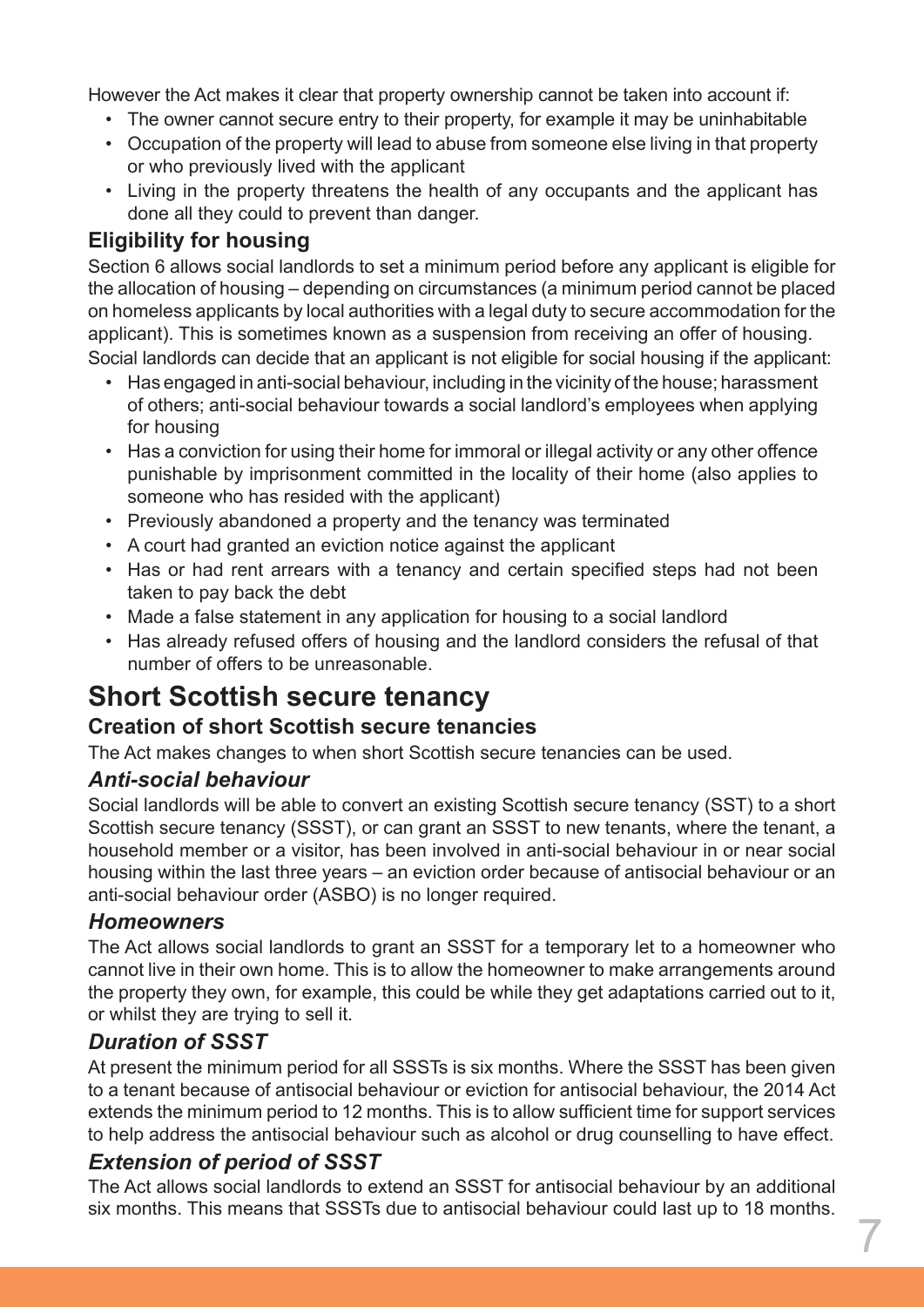However the Act makes it clear that property ownership cannot be taken into account if:

- The owner cannot secure entry to their property, for example it may be uninhabitable
- Occupation of the property will lead to abuse from someone else living in that property or who previously lived with the applicant
- Living in the property threatens the health of any occupants and the applicant has done all they could to prevent than danger.

### Eligibility for housing

Section 6 allows social landlords to set a minimum period before any applicant is eligible for the allocation of housing – depending on circumstances (a minimum period cannot be placed on homeless applicants by local authorities with a legal duty to secure accommodation for the applicant). This is sometimes known as a suspension from receiving an offer of housing.

Social landlords can decide that an applicant is not eligible for social housing if the applicant:

- Has engaged in anti-social behaviour, including in the vicinity of the house; harassment of others; anti-social behaviour towards a social landlord's employees when applying for housing
- Has a conviction for using their home for immoral or illegal activity or any other offence punishable by imprisonment committed in the locality of their home (also applies to someone who has resided with the applicant)
- Previously abandoned a property and the tenancy was terminated
- A court had granted an eviction notice against the applicant
- Has or had rent arrears with a tenancy and certain specified steps had not been taken to pay back the debt
- Made a false statement in any application for housing to a social landlord
- Has already refused offers of housing and the landlord considers the refusal of that number of offers to be unreasonable.

## Short Scottish secure tenancy

### Creation of short Scottish secure tenancies

The Act makes changes to when short Scottish secure tenancies can be used.

#### *Anti-social behaviour*

Social landlords will be able to convert an existing Scottish secure tenancy (SST) to a short Scottish secure tenancy (SSST), or can grant an SSST to new tenants, where the tenant, a household member or a visitor, has been involved in anti-social behaviour in or near social housing within the last three years – an eviction order because of antisocial behaviour or an anti-social behaviour order (ASBO) is no longer required.

#### *Homeowners*

The Act allows social landlords to grant an SSST for a temporary let to a homeowner who cannot live in their own home. This is to allow the homeowner to make arrangements around the property they own, for example, this could be while they get adaptations carried out to it, or whilst they are trying to sell it.

#### *Duration of SSST*

At present the minimum period for all SSSTs is six months. Where the SSST has been given to a tenant because of antisocial behaviour or eviction for antisocial behaviour, the 2014 Act extends the minimum period to 12 months. This is to allow sufficient time for support services to help address the antisocial behaviour such as alcohol or drug counselling to have effect.

#### *Extension of period of SSST*

The Act allows social landlords to extend an SSST for antisocial behaviour by an additional six months. This means that SSSTs due to antisocial behaviour could last up to 18 months.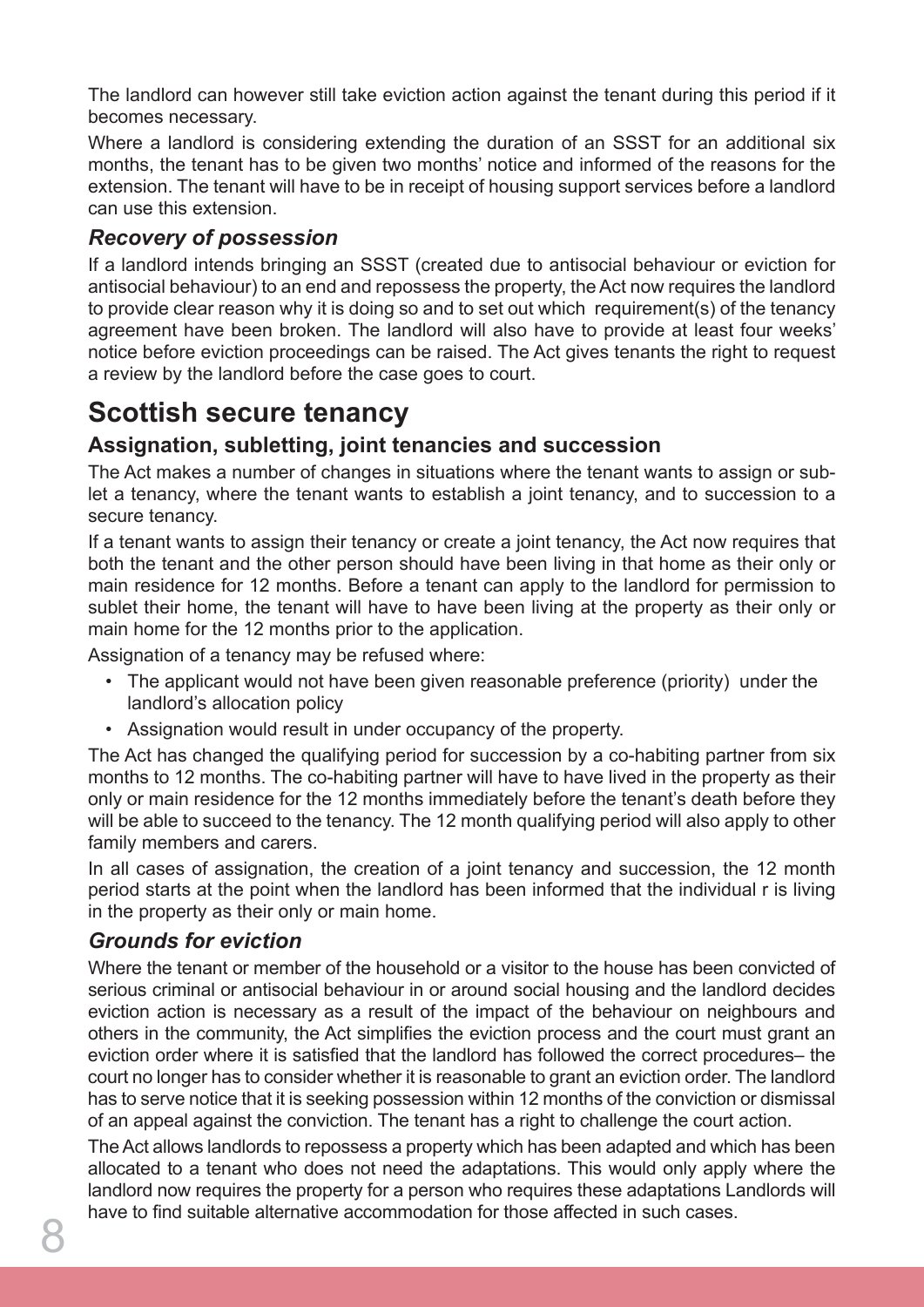The landlord can however still take eviction action against the tenant during this period if it becomes necessary.

Where a landlord is considering extending the duration of an SSST for an additional six months, the tenant has to be given two months' notice and informed of the reasons for the extension. The tenant will have to be in receipt of housing support services before a landlord can use this extension.

### *Recovery of possession*

If a landlord intends bringing an SSST (created due to antisocial behaviour or eviction for antisocial behaviour) to an end and repossess the property, the Act now requires the landlord to provide clear reason why it is doing so and to set out which requirement(s) of the tenancy agreement have been broken. The landlord will also have to provide at least four weeks' notice before eviction proceedings can be raised. The Act gives tenants the right to request a review by the landlord before the case goes to court.

## Scottish secure tenancy

### Assignation, subletting, joint tenancies and succession

The Act makes a number of changes in situations where the tenant wants to assign or sub-let a tenancy, where the tenant wants to establish a joint tenancy, and to succession to a secure tenancy.

If a tenant wants to assign their tenancy or create a joint tenancy, the Act now requires that both the tenant and the other person should have been living in that home as their only or main residence for 12 months. Before a tenant can apply to the landlord for permission to sublet their home, the tenant will have to have been living at the property as their only or main home for the 12 months prior to the application.

Assignation of a tenancy may be refused where:

- The applicant would not have been given reasonable preference (priority) under the landlord's allocation policy
- Assignation would result in under occupancy of the property.

The Act has changed the qualifying period for succession by a co-habiting partner from six months to 12 months. The co-habiting partner will have to have lived in the property as their only or main residence for the 12 months immediately before the tenant's death before they will be able to succeed to the tenancy. The 12 month qualifying period will also apply to other family members and carers.

In all cases of assignation, the creation of a joint tenancy and succession, the 12 month period starts at the point when the landlord has been informed that the individual r is living in the property as their only or main home.

### *Grounds for eviction*

Where the tenant or member of the household or a visitor to the house has been convicted of serious criminal or antisocial behaviour in or around social housing and the landlord decides eviction action is necessary as a result of the impact of the behaviour on neighbours and others in the community, the Act simplifies the eviction process and the court must grant an eviction order where it is satisfied that the landlord has followed the correct procedures– the court no longer has to consider whether it is reasonable to grant an eviction order. The landlord has to serve notice that it is seeking possession within 12 months of the conviction or dismissal of an appeal against the conviction. The tenant has a right to challenge the court action.

The Act allows landlords to repossess a property which has been adapted and which has been allocated to a tenant who does not need the adaptations. This would only apply where the landlord now requires the property for a person who requires these adaptations Landlords will have to find suitable alternative accommodation for those affected in such cases.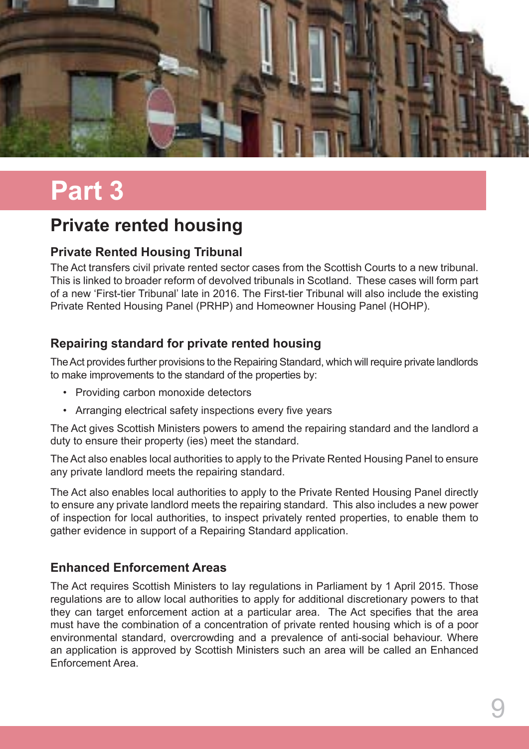# Part 3

## Private rented housing

### Private Rented Housing Tribunal

The Act transfers civil private rented sector cases from the Scottish Courts to a new tribunal. This is linked to broader reform of devolved tribunals in Scotland. These cases will form part of a new 'First-tier Tribunal' late in 2016. The First-tier Tribunal will also include the existing Private Rented Housing Panel (PRHP) and Homeowner Housing Panel (HOHP).

### Repairing standard for private rented housing

The Act provides further provisions to the Repairing Standard, which will require private landlords to make improvements to the standard of the properties by:

- Providing carbon monoxide detectors
- Arranging electrical safety inspections every five years

The Act gives Scottish Ministers powers to amend the repairing standard and the landlord a duty to ensure their property (ies) meet the standard.

The Act also enables local authorities to apply to the Private Rented Housing Panel to ensure any private landlord meets the repairing standard.

The Act also enables local authorities to apply to the Private Rented Housing Panel directly to ensure any private landlord meets the repairing standard. This also includes a new power of inspection for local authorities, to inspect privately rented properties, to enable them to gather evidence in support of a Repairing Standard application.

### Enhanced Enforcement Areas

The Act requires Scottish Ministers to lay regulations in Parliament by 1 April 2015. Those regulations are to allow local authorities to apply for additional discretionary powers to that they can target enforcement action at a particular area. The Act specifies that the area must have the combination of a concentration of private rented housing which is of a poor environmental standard, overcrowding and a prevalence of anti-social behaviour. Where an application is approved by Scottish Ministers such an area will be called an Enhanced Enforcement Area.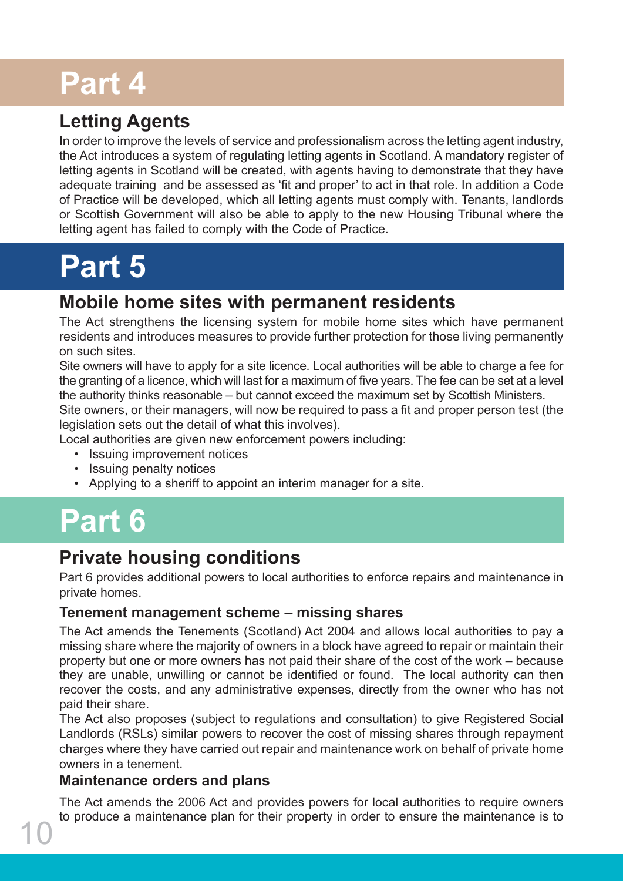# Part 4

## Letting Agents

In order to improve the levels of service and professionalism across the letting agent industry, the Act introduces a system of regulating letting agents in Scotland. A mandatory register of letting agents in Scotland will be created, with agents having to demonstrate that they have adequate training and be assessed as 'fit and proper' to act in that role. In addition a Code of Practice will be developed, which all letting agents must comply with. Tenants, landlords or Scottish Government will also be able to apply to the new Housing Tribunal where the letting agent has failed to comply with the Code of Practice.

# Part 5

## Mobile home sites with permanent residents

The Act strengthens the licensing system for mobile home sites which have permanent residents and introduces measures to provide further protection for those living permanently on such sites.

Site owners will have to apply for a site licence. Local authorities will be able to charge a fee for the granting of a licence, which will last for a maximum of five years. The fee can be set at a level the authority thinks reasonable – but cannot exceed the maximum set by Scottish Ministers.

Site owners, or their managers, will now be required to pass a fit and proper person test (the legislation sets out the detail of what this involves).

Local authorities are given new enforcement powers including:

- Issuing improvement notices
- Issuing penalty notices
- Applying to a sheriff to appoint an interim manager for a site.

# Part 6

## Private housing conditions

Part 6 provides additional powers to local authorities to enforce repairs and maintenance in private homes.

### Tenement management scheme – missing shares

The Act amends the Tenements (Scotland) Act 2004 and allows local authorities to pay a missing share where the majority of owners in a block have agreed to repair or maintain their property but one or more owners has not paid their share of the cost of the work – because they are unable, unwilling or cannot be identified or found. The local authority can then recover the costs, and any administrative expenses, directly from the owner who has not paid their share.

The Act also proposes (subject to regulations and consultation) to give Registered Social Landlords (RSLs) similar powers to recover the cost of missing shares through repayment charges where they have carried out repair and maintenance work on behalf of private home owners in a tenement.

### Maintenance orders and plans

The Act amends the 2006 Act and provides powers for local authorities to require owners to produce a maintenance plan for their property in order to ensure the maintenance is to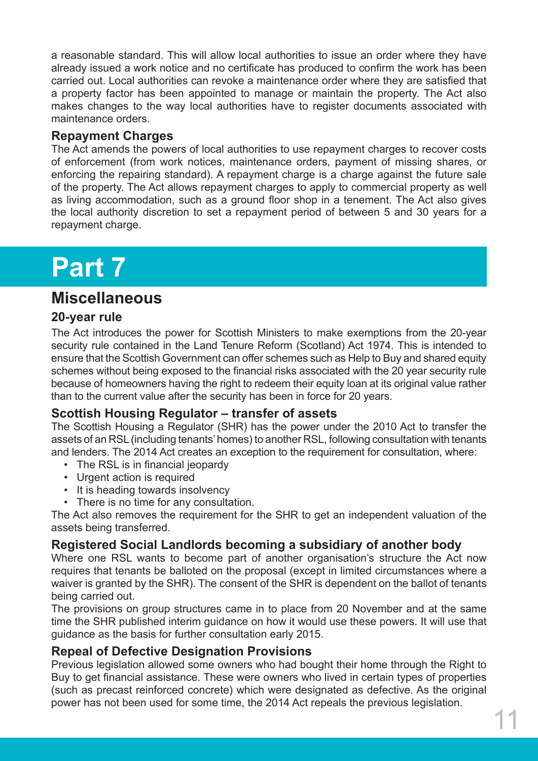a reasonable standard. This will allow local authorities to issue an order where they have already issued a work notice and no certificate has produced to confirm the work has been carried out. Local authorities can revoke a maintenance order where they are satisfied that a property factor has been appointed to manage or maintain the property. The Act also makes changes to the way local authorities have to register documents associated with maintenance orders.

### Repayment Charges

The Act amends the powers of local authorities to use repayment charges to recover costs of enforcement (from work notices, maintenance orders, payment of missing shares, or enforcing the repairing standard). A repayment charge is a charge against the future sale of the property. The Act allows repayment charges to apply to commercial property as well as living accommodation, such as a ground floor shop in a tenement. The Act also gives the local authority discretion to set a repayment period of between 5 and 30 years for a repayment charge.

# Part 7

## Miscellaneous

### 20-year rule

The Act introduces the power for Scottish Ministers to make exemptions from the 20-year security rule contained in the Land Tenure Reform (Scotland) Act 1974. This is intended to ensure that the Scottish Government can offer schemes such as Help to Buy and shared equity schemes without being exposed to the financial risks associated with the 20 year security rule because of homeowners having the right to redeem their equity loan at its original value rather than to the current value after the security has been in force for 20 years.

### Scottish Housing Regulator – transfer of assets

The Scottish Housing a Regulator (SHR) has the power under the 2010 Act to transfer the assets of an RSL (including tenants' homes) to another RSL, following consultation with tenants and lenders. The 2014 Act creates an exception to the requirement for consultation, where:

- The RSL is in financial jeopardy
- Urgent action is required
- It is heading towards insolvency
- There is no time for any consultation.

The Act also removes the requirement for the SHR to get an independent valuation of the assets being transferred.

### Registered Social Landlords becoming a subsidiary of another body

Where one RSL wants to become part of another organisation's structure the Act now requires that tenants be balloted on the proposal (except in limited circumstances where a waiver is granted by the SHR). The consent of the SHR is dependent on the ballot of tenants being carried out.

The provisions on group structures came in to place from 20 November and at the same time the SHR published interim guidance on how it would use these powers. It will use that guidance as the basis for further consultation early 2015.

### Repeal of Defective Designation Provisions

Previous legislation allowed some owners who had bought their home through the Right to Buy to get financial assistance. These were owners who lived in certain types of properties (such as precast reinforced concrete) which were designated as defective. As the original power has not been used for some time, the 2014 Act repeals the previous legislation.